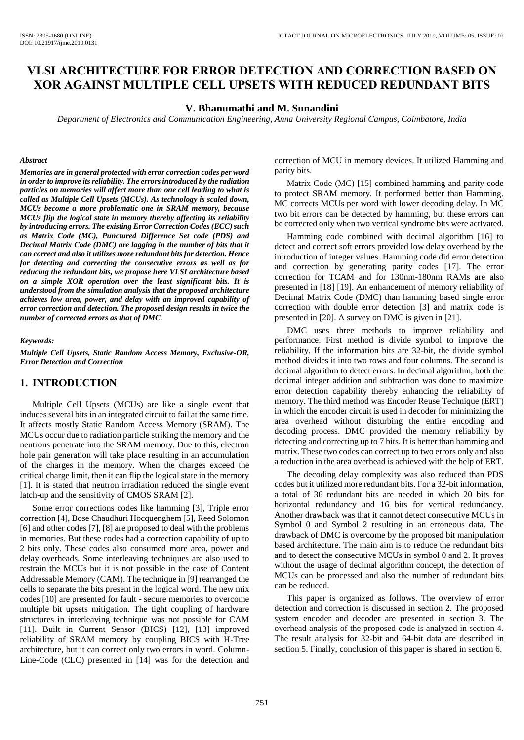# VLSI ARCHITECTURE FOR ERROR DETECTION AND CORRECTION BASED ON XOR AGAINST MULTIPLE CELL UPSETS WITH REDUCED REDUNDANT BITS

**V. Bhanumathi and M. Sunandini**

*Department of Electronics and Communication Engineering, Anna University Regional Campus, Coimbatore, India*

### *Abstract*

***Memories are in general protected with error correction codes per word in order to improve its reliability. The errors introduced by the radiation particles on memories will affect more than one cell leading to what is called as Multiple Cell Upsets (MCUs). As technology is scaled down, MCUs become a more problematic one in SRAM memory, because MCUs flip the logical state in memory thereby affecting its reliability by introducing errors. The existing Error Correction Codes (ECC) such as Matrix Code (MC), Punctured Difference Set code (PDS) and Decimal Matrix Code (DMC) are lagging in the number of bits that it can correct and also it utilizes more redundant bits for detection. Hence for detecting and correcting the consecutive errors as well as for reducing the redundant bits, we propose here VLSI architecture based on a simple XOR operation over the least significant bits. It is understood from the simulation analysis that the proposed architecture achieves low area, power, and delay with an improved capability of error correction and detection. The proposed design results in twice the number of corrected errors as that of DMC.***

### *Keywords:*

***Multiple Cell Upsets, Static Random Access Memory, Exclusive-OR, Error Detection and Correction***

## 1. INTRODUCTION

Multiple Cell Upsets (MCUs) are like a single event that induces several bits in an integrated circuit to fail at the same time. It affects mostly Static Random Access Memory (SRAM). The MCUs occur due to radiation particle striking the memory and the neutrons penetrate into the SRAM memory. Due to this, electron hole pair generation will take place resulting in an accumulation of the charges in the memory. When the charges exceed the critical charge limit, then it can flip the logical state in the memory [1]. It is stated that neutron irradiation reduced the single event latch-up and the sensitivity of CMOS SRAM [2].

Some error corrections codes like hamming [3], Triple error correction [4], Bose Chaudhuri Hocquenghem [5], Reed Solomon [6] and other codes [7], [8] are proposed to deal with the problems in memories. But these codes had a correction capability of up to 2 bits only. These codes also consumed more area, power and delay overheads. Some interleaving techniques are also used to restrain the MCUs but it is not possible in the case of Content Addressable Memory (CAM). The technique in [9] rearranged the cells to separate the bits present in the logical word. The new mix codes [10] are presented for fault - secure memories to overcome multiple bit upsets mitigation. The tight coupling of hardware structures in interleaving technique was not possible for CAM [11]. Built in Current Sensor (BICS) [12], [13] improved reliability of SRAM memory by coupling BICS with H-Tree architecture, but it can correct only two errors in word. Column-Line-Code (CLC) presented in [14] was for the detection and correction of MCU in memory devices. It utilized Hamming and parity bits.

Matrix Code (MC) [15] combined hamming and parity code to protect SRAM memory. It performed better than Hamming. MC corrects MCUs per word with lower decoding delay. In MC two bit errors can be detected by hamming, but these errors can be corrected only when two vertical syndrome bits were activated.

Hamming code combined with decimal algorithm [16] to detect and correct soft errors provided low delay overhead by the introduction of integer values. Hamming code did error detection and correction by generating parity codes [17]. The error correction for TCAM and for 130nm-180nm RAMs are also presented in [18] [19]. An enhancement of memory reliability of Decimal Matrix Code (DMC) than hamming based single error correction with double error detection [3] and matrix code is presented in [20]. A survey on DMC is given in [21].

DMC uses three methods to improve reliability and performance. First method is divide symbol to improve the reliability. If the information bits are 32-bit, the divide symbol method divides it into two rows and four columns. The second is decimal algorithm to detect errors. In decimal algorithm, both the decimal integer addition and subtraction was done to maximize error detection capability thereby enhancing the reliability of memory. The third method was Encoder Reuse Technique (ERT) in which the encoder circuit is used in decoder for minimizing the area overhead without disturbing the entire encoding and decoding process. DMC provided the memory reliability by detecting and correcting up to 7 bits. It is better than hamming and matrix. These two codes can correct up to two errors only and also a reduction in the area overhead is achieved with the help of ERT.

The decoding delay complexity was also reduced than PDS codes but it utilized more redundant bits. For a 32-bit information, a total of 36 redundant bits are needed in which 20 bits for horizontal redundancy and 16 bits for vertical redundancy. Another drawback was that it cannot detect consecutive MCUs in Symbol 0 and Symbol 2 resulting in an erroneous data. The drawback of DMC is overcome by the proposed bit manipulation based architecture. The main aim is to reduce the redundant bits and to detect the consecutive MCUs in symbol 0 and 2. It proves without the usage of decimal algorithm concept, the detection of MCUs can be processed and also the number of redundant bits can be reduced.

This paper is organized as follows. The overview of error detection and correction is discussed in section 2. The proposed system encoder and decoder are presented in section 3. The overhead analysis of the proposed code is analyzed in section 4. The result analysis for 32-bit and 64-bit data are described in section 5. Finally, conclusion of this paper is shared in section 6.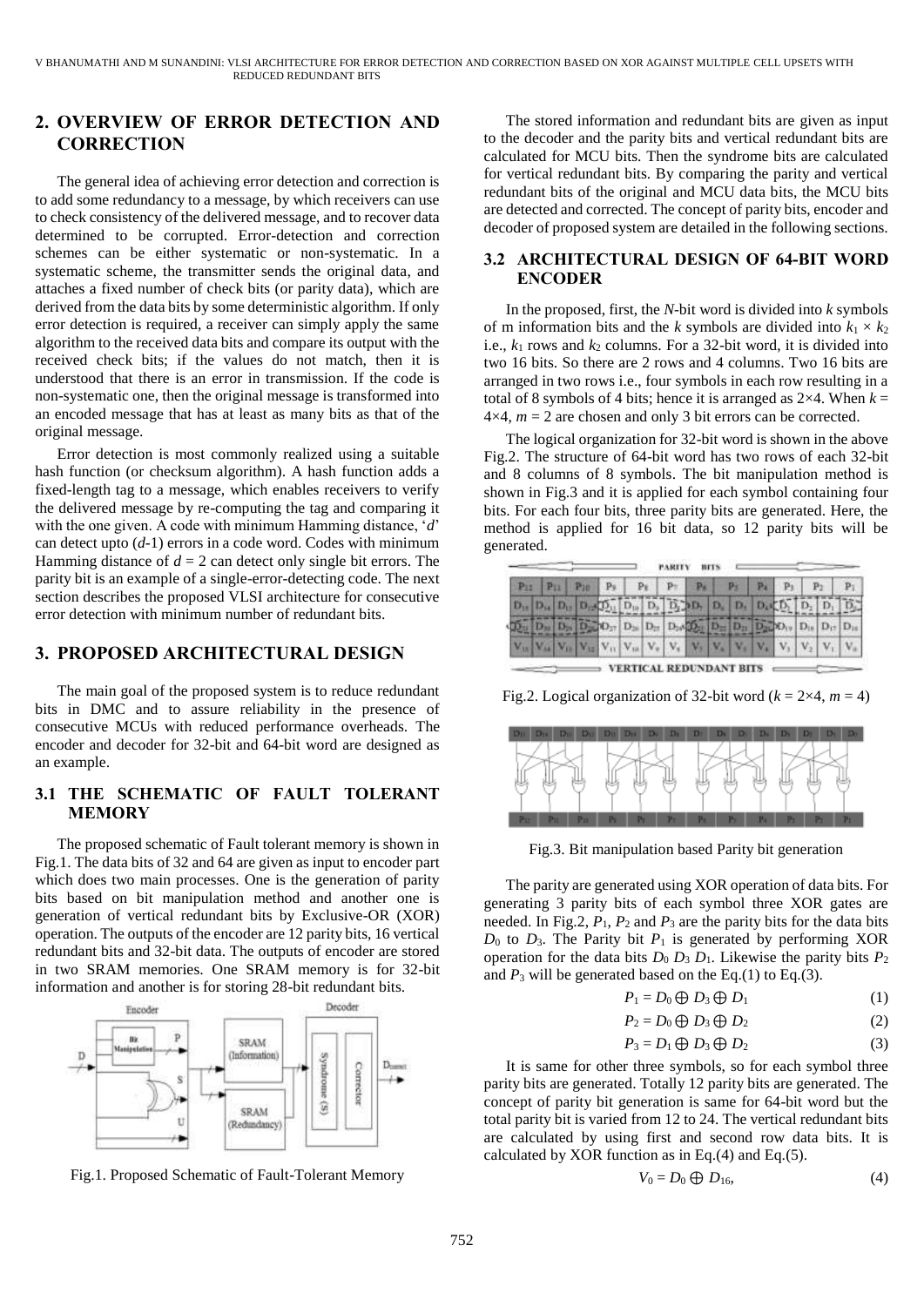## 2. OVERVIEW OF ERROR DETECTION AND CORRECTION

The general idea of achieving error detection and correction is to add some redundancy to a message, by which receivers can use to check consistency of the delivered message, and to recover data determined to be corrupted. Error-detection and correction schemes can be either systematic or non-systematic. In a systematic scheme, the transmitter sends the original data, and attaches a fixed number of check bits (or parity data), which are derived from the data bits by some deterministic algorithm. If only error detection is required, a receiver can simply apply the same algorithm to the received data bits and compare its output with the received check bits; if the values do not match, then it is understood that there is an error in transmission. If the code is non-systematic one, then the original message is transformed into an encoded message that has at least as many bits as that of the original message.

Error detection is most commonly realized using a suitable hash function (or checksum algorithm). A hash function adds a fixed-length tag to a message, which enables receivers to verify the delivered message by re-computing the tag and comparing it with the one given. A code with minimum Hamming distance, '$d$' can detect upto ($d$-1) errors in a code word. Codes with minimum Hamming distance of $d = 2$ can detect only single bit errors. The parity bit is an example of a single-error-detecting code. The next section describes the proposed VLSI architecture for consecutive error detection with minimum number of redundant bits.

## 3. PROPOSED ARCHITECTURAL DESIGN

The main goal of the proposed system is to reduce redundant bits in DMC and to assure reliability in the presence of consecutive MCUs with reduced performance overheads. The encoder and decoder for 32-bit and 64-bit word are designed as an example.

### 3.1 THE SCHEMATIC OF FAULT TOLERANT MEMORY

The proposed schematic of Fault tolerant memory is shown in Fig.1. The data bits of 32 and 64 are given as input to encoder part which does two main processes. One is the generation of parity bits based on bit manipulation method and another one is generation of vertical redundant bits by Exclusive-OR (XOR) operation. The outputs of the encoder are 12 parity bits, 16 vertical redundant bits and 32-bit data. The outputs of encoder are stored in two SRAM memories. One SRAM memory is for 32-bit information and another is for storing 28-bit redundant bits.

Fig.1. Proposed Schematic of Fault-Tolerant Memory

The stored information and redundant bits are given as input to the decoder and the parity bits and vertical redundant bits are calculated for MCU bits. Then the syndrome bits are calculated for vertical redundant bits. By comparing the parity and vertical redundant bits of the original and MCU data bits, the MCU bits are detected and corrected. The concept of parity bits, encoder and decoder of proposed system are detailed in the following sections.

### 3.2 ARCHITECTURAL DESIGN OF 64-BIT WORD ENCODER

In the proposed, first, the $N$-bit word is divided into $k$ symbols of m information bits and the $k$ symbols are divided into $k_1 \times k_2$ i.e., $k_1$ rows and $k_2$ columns. For a 32-bit word, it is divided into two 16 bits. So there are 2 rows and 4 columns. Two 16 bits are arranged in two rows i.e., four symbols in each row resulting in a total of 8 symbols of 4 bits; hence it is arranged as 2×4. When $k = 4 \times 4$, $m = 2$ are chosen and only 3 bit errors can be corrected.

The logical organization for 32-bit word is shown in the above Fig.2. The structure of 64-bit word has two rows of each 32-bit and 8 columns of 8 symbols. The bit manipulation method is shown in Fig.3 and it is applied for each symbol containing four bits. For each four bits, three parity bits are generated. Here, the method is applied for 16 bit data, so 12 parity bits will be generated.

Fig.2. Logical organization of 32-bit word ($k = 2 \times 4$, $m = 4$)

Fig.3. Bit manipulation based Parity bit generation

The parity are generated using XOR operation of data bits. For generating 3 parity bits of each symbol three XOR gates are needed. In Fig.2, $P_1$, $P_2$ and $P_3$ are the parity bits for the data bits $D_0$ to $D_3$. The Parity bit $P_1$ is generated by performing XOR operation for the data bits $D_0$ $D_3$ $D_1$. Likewise the parity bits $P_2$ and $P_3$ will be generated based on the Eq.(1) to Eq.(3).

$$P_1 = D_0 \oplus D_3 \oplus D_1 \quad (1)$$

$$P_2 = D_0 \oplus D_3 \oplus D_2 \quad (2)$$

$$P_3 = D_1 \oplus D_3 \oplus D_2 \quad (3)$$

It is same for other three symbols, so for each symbol three parity bits are generated. Totally 12 parity bits are generated. The concept of parity bit generation is same for 64-bit word but the total parity bit is varied from 12 to 24. The vertical redundant bits are calculated by using first and second row data bits. It is calculated by XOR function as in Eq.(4) and Eq.(5).

$$V_0 = D_0 \oplus D_{16}, \quad (4)$$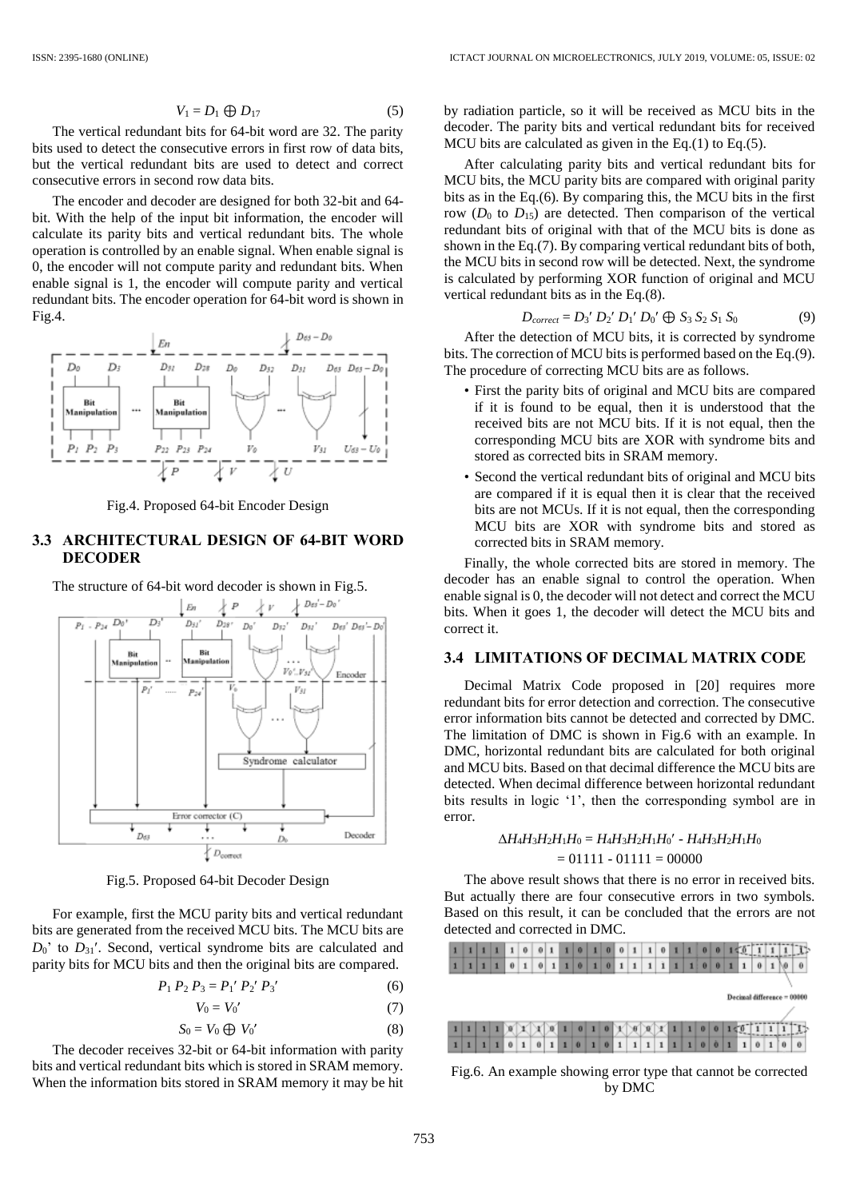$$V_1 = D_1 \oplus D_{17} \tag{5}$$

The vertical redundant bits for 64-bit word are 32. The parity bits used to detect the consecutive errors in first row of data bits, but the vertical redundant bits are used to detect and correct consecutive errors in second row data bits.

The encoder and decoder are designed for both 32-bit and 64-bit. With the help of the input bit information, the encoder will calculate its parity bits and vertical redundant bits. The whole operation is controlled by an enable signal. When enable signal is 0, the encoder will not compute parity and redundant bits. When enable signal is 1, the encoder will compute parity and vertical redundant bits. The encoder operation for 64-bit word is shown in Fig.4.

Fig.4. Proposed 64-bit Encoder Design

### 3.3 ARCHITECTURAL DESIGN OF 64-BIT WORD DECODER

The structure of 64-bit word decoder is shown in Fig.5.

Fig.5. Proposed 64-bit Decoder Design

For example, first the MCU parity bits and vertical redundant bits are generated from the received MCU bits. The MCU bits are $D_0'$ to $D_{31}'$. Second, vertical syndrome bits are calculated and parity bits for MCU bits and then the original bits are compared.

$$P_1 P_2 P_3 = P_1' P_2' P_3' \tag{6}$$

$$V_0 = V_0' \tag{7}$$

$$S_0 = V_0 \oplus V_0' \tag{8}$$

The decoder receives 32-bit or 64-bit information with parity bits and vertical redundant bits which is stored in SRAM memory. When the information bits stored in SRAM memory it may be hit by radiation particle, so it will be received as MCU bits in the decoder. The parity bits and vertical redundant bits for received MCU bits are calculated as given in the Eq.(1) to Eq.(5).

After calculating parity bits and vertical redundant bits for MCU bits, the MCU parity bits are compared with original parity bits as in the Eq.(6). By comparing this, the MCU bits in the first row ($D_0$ to $D_{15}$) are detected. Then comparison of the vertical redundant bits of original with that of the MCU bits is done as shown in the Eq.(7). By comparing vertical redundant bits of both, the MCU bits in second row will be detected. Next, the syndrome is calculated by performing XOR function of original and MCU vertical redundant bits as in the Eq.(8).

$$D_{correct} = D_3' D_2' D_1' D_0' \oplus S_3 S_2 S_1 S_0 \tag{9}$$

After the detection of MCU bits, it is corrected by syndrome bits. The correction of MCU bits is performed based on the Eq.(9). The procedure of correcting MCU bits are as follows.

- First the parity bits of original and MCU bits are compared if it is found to be equal, then it is understood that the received bits are not MCU bits. If it is not equal, then the corresponding MCU bits are XOR with syndrome bits and stored as corrected bits in SRAM memory.
- Second the vertical redundant bits of original and MCU bits are compared if it is equal then it is clear that the received bits are not MCUs. If it is not equal, then the corresponding MCU bits are XOR with syndrome bits and stored as corrected bits in SRAM memory.

Finally, the whole corrected bits are stored in memory. The decoder has an enable signal to control the operation. When enable signal is 0, the decoder will not detect and correct the MCU bits. When it goes 1, the decoder will detect the MCU bits and correct it.

### 3.4 LIMITATIONS OF DECIMAL MATRIX CODE

Decimal Matrix Code proposed in [20] requires more redundant bits for error detection and correction. The consecutive error information bits cannot be detected and corrected by DMC. The limitation of DMC is shown in Fig.6 with an example. In DMC, horizontal redundant bits are calculated for both original and MCU bits. Based on that decimal difference the MCU bits are detected. When decimal difference between horizontal redundant bits results in logic '1', then the corresponding symbol are in error.

$$\Delta H_4H_3H_2H_1H_0 = H_4H_3H_2H_1H_0' - H_4H_3H_2H_1H_0$$
$$= 01111 - 01111 = 00000$$

The above result shows that there is no error in received bits. But actually there are four consecutive errors in two symbols. Based on this result, it can be concluded that the errors are not detected and corrected in DMC.

Fig.6. An example showing error type that cannot be corrected by DMC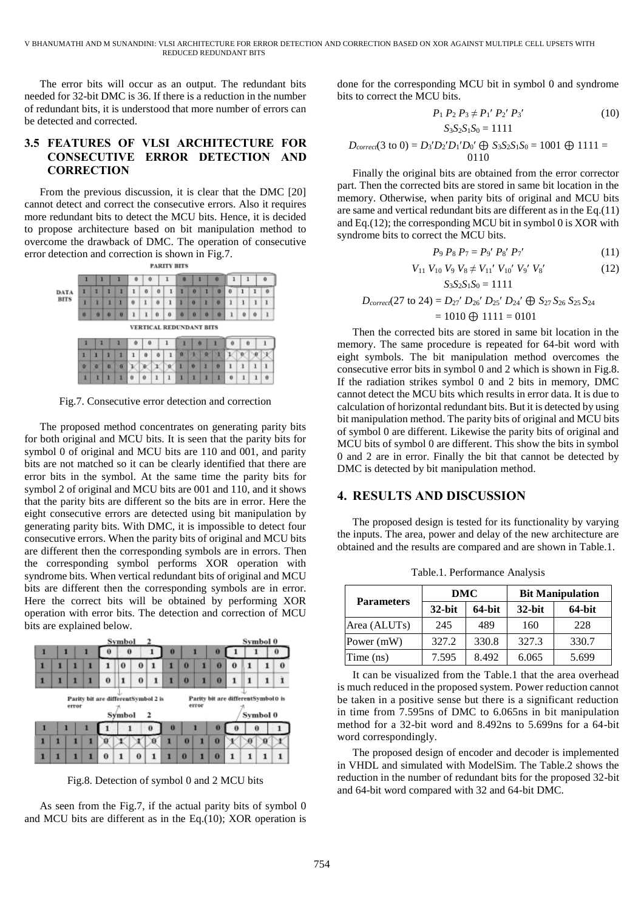The error bits will occur as an output. The redundant bits needed for 32-bit DMC is 36. If there is a reduction in the number of redundant bits, it is understood that more number of errors can be detected and corrected.

### 3.5 FEATURES OF VLSI ARCHITECTURE FOR CONSECUTIVE ERROR DETECTION AND CORRECTION

From the previous discussion, it is clear that the DMC [20] cannot detect and correct the consecutive errors. Also it requires more redundant bits to detect the MCU bits. Hence, it is decided to propose architecture based on bit manipulation method to overcome the drawback of DMC. The operation of consecutive error detection and correction is shown in Fig.7.

Fig.7. Consecutive error detection and correction

The proposed method concentrates on generating parity bits for both original and MCU bits. It is seen that the parity bits for symbol 0 of original and MCU bits are 110 and 001, and parity bits are not matched so it can be clearly identified that there are error bits in the symbol. At the same time the parity bits for symbol 2 of original and MCU bits are 001 and 110, and it shows that the parity bits are different so the bits are in error. Here the eight consecutive errors are detected using bit manipulation by generating parity bits. With DMC, it is impossible to detect four consecutive errors. When the parity bits of original and MCU bits are different then the corresponding symbols are in errors. Then the corresponding symbol performs XOR operation with syndrome bits. When vertical redundant bits of original and MCU bits are different then the corresponding symbols are in error. Here the correct bits will be obtained by performing XOR operation with error bits. The detection and correction of MCU bits are explained below.

Fig.8. Detection of symbol 0 and 2 MCU bits

As seen from the Fig.7, if the actual parity bits of symbol 0 and MCU bits are different as in the Eq.(10); XOR operation is done for the corresponding MCU bit in symbol 0 and syndrome bits to correct the MCU bits.

$$P_1\,P_2\,P_3 \neq P_1'\,P_2'\,P_3' \tag{10}$$

$$S_3S_2S_1S_0 = 1111$$

$$D_{correct}(3 \text{ to } 0) = D_3'D_2'D_1'D_0' \oplus S_3S_2S_1S_0 = 1001 \oplus 1111 = 0110$$

Finally the original bits are obtained from the error corrector part. Then the corrected bits are stored in same bit location in the memory. Otherwise, when parity bits of original and MCU bits are same and vertical redundant bits are different as in the Eq.(11) and Eq.(12); the corresponding MCU bit in symbol 0 is XOR with syndrome bits to correct the MCU bits.

$$P_9\,P_8\,P_7 = P_9'\,P_8'\,P_7' \tag{11}$$

$$V_{11}\,V_{10}\,V_9\,V_8 \neq V_{11}'\,V_{10}'\,V_9'\,V_8' \tag{12}$$

$$S_3S_2S_1S_0 = 1111$$

$$D_{correct}(27 \text{ to } 24) = D_{27}'\,D_{26}'\,D_{25}'\,D_{24}' \oplus S_{27}\,S_{26}\,S_{25}\,S_{24} = 1010 \oplus 1111 = 0101$$

Then the corrected bits are stored in same bit location in the memory. The same procedure is repeated for 64-bit word with eight symbols. The bit manipulation method overcomes the consecutive error bits in symbol 0 and 2 which is shown in Fig.8. If the radiation strikes symbol 0 and 2 bits in memory, DMC cannot detect the MCU bits which results in error data. It is due to calculation of horizontal redundant bits. But it is detected by using bit manipulation method. The parity bits of original and MCU bits of symbol 0 are different. Likewise the parity bits of original and MCU bits of symbol 0 are different. This show the bits in symbol 0 and 2 are in error. Finally the bit that cannot be detected by DMC is detected by bit manipulation method.

## 4. RESULTS AND DISCUSSION

The proposed design is tested for its functionality by varying the inputs. The area, power and delay of the new architecture are obtained and the results are compared and are shown in Table.1.

Table.1. Performance Analysis

| Parameters | DMC | | Bit Manipulation | |
|---|---|---|---|---|
| | 32-bit | 64-bit | 32-bit | 64-bit |
| Area (ALUTs) | 245 | 489 | 160 | 228 |
| Power (mW) | 327.2 | 330.8 | 327.3 | 330.7 |
| Time (ns) | 7.595 | 8.492 | 6.065 | 5.699 |

It can be visualized from the Table.1 that the area overhead is much reduced in the proposed system. Power reduction cannot be taken in a positive sense but there is a significant reduction in time from 7.595ns of DMC to 6.065ns in bit manipulation method for a 32-bit word and 8.492ns to 5.699ns for a 64-bit word correspondingly.

The proposed design of encoder and decoder is implemented in VHDL and simulated with ModelSim. The Table.2 shows the reduction in the number of redundant bits for the proposed 32-bit and 64-bit word compared with 32 and 64-bit DMC.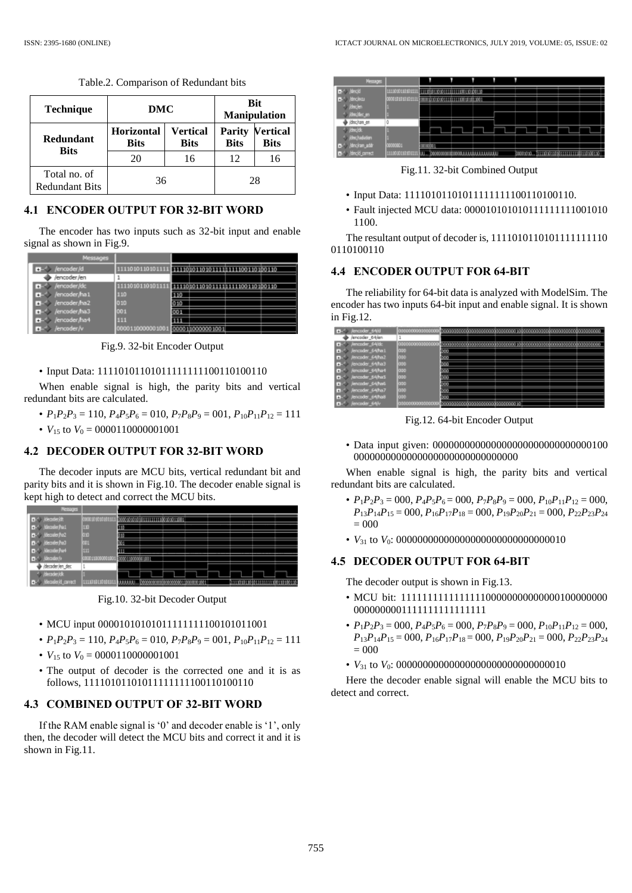Table.2. Comparison of Redundant bits

| Technique | DMC | | Bit Manipulation | |
|---|---|---|---|---|
| Redundant Bits | Horizontal Bits | Vertical Bits | Parity Bits | Vertical Bits |
| | 20 | 16 | 12 | 16 |
| Total no. of Redundant Bits | 36 | | 28 | |

## 4.1 ENCODER OUTPUT FOR 32-BIT WORD

The encoder has two inputs such as 32-bit input and enable signal as shown in Fig.9.

Fig.9. 32-bit Encoder Output

- Input Data: 11110101101011111111100110100110

When enable signal is high, the parity bits and vertical redundant bits are calculated.

- $P_1P_2P_3$ = 110, $P_4P_5P_6$ = 010, $P_7P_8P_9$ = 001, $P_{10}P_{11}P_{12}$ = 111
- $V_{15}$ to $V_0$ = 0000110000001001

## 4.2 DECODER OUTPUT FOR 32-BIT WORD

The decoder inputs are MCU bits, vertical redundant bit and parity bits and it is shown in Fig.10. The decoder enable signal is kept high to detect and correct the MCU bits.

Fig.10. 32-bit Decoder Output

- MCU input 00001010101011111111100101011001
- $P_1P_2P_3$ = 110, $P_4P_5P_6$ = 010, $P_7P_8P_9$ = 001, $P_{10}P_{11}P_{12}$ = 111
- $V_{15}$ to $V_0$ = 0000110000001001
- The output of decoder is the corrected one and it is as follows, 11110101101011111111100110100110

## 4.3 COMBINED OUTPUT OF 32-BIT WORD

If the RAM enable signal is '0' and decoder enable is '1', only then, the decoder will detect the MCU bits and correct it and it is shown in Fig.11.

Fig.11. 32-bit Combined Output

- Input Data: 11110101101011111111100110100110.
- Fault injected MCU data: 00001010101011111111001010 1100.

The resultant output of decoder is, 1111010110101111111110 0110100110

## 4.4 ENCODER OUTPUT FOR 64-BIT

The reliability for 64-bit data is analyzed with ModelSim. The encoder has two inputs 64-bit input and enable signal. It is shown in Fig.12.

Fig.12. 64-bit Encoder Output

- Data input given: 00000000000000000000000000000100 00000000000000000000000000000000

When enable signal is high, the parity bits and vertical redundant bits are calculated.

- $P_1P_2P_3$ = 000, $P_4P_5P_6$ = 000, $P_7P_8P_9$ = 000, $P_{10}P_{11}P_{12}$ = 000, $P_{13}P_{14}P_{15}$ = 000, $P_{16}P_{17}P_{18}$ = 000, $P_{19}P_{20}P_{21}$ = 000, $P_{22}P_{23}P_{24}$ = 000
- $V_{31}$ to $V_0$: 00000000000000000000000000000010

## 4.5 DECODER OUTPUT FOR 64-BIT

The decoder output is shown in Fig.13.

- MCU bit: 11111111111111110000000000000000100000000 000000000111111111111111
- $P_1P_2P_3$ = 000, $P_4P_5P_6$ = 000, $P_7P_8P_9$ = 000, $P_{10}P_{11}P_{12}$ = 000, $P_{13}P_{14}P_{15}$ = 000, $P_{16}P_{17}P_{18}$ = 000, $P_{19}P_{20}P_{21}$ = 000, $P_{22}P_{23}P_{24}$ = 000
- $V_{31}$ to $V_0$: 00000000000000000000000000000010

Here the decoder enable signal will enable the MCU bits to detect and correct.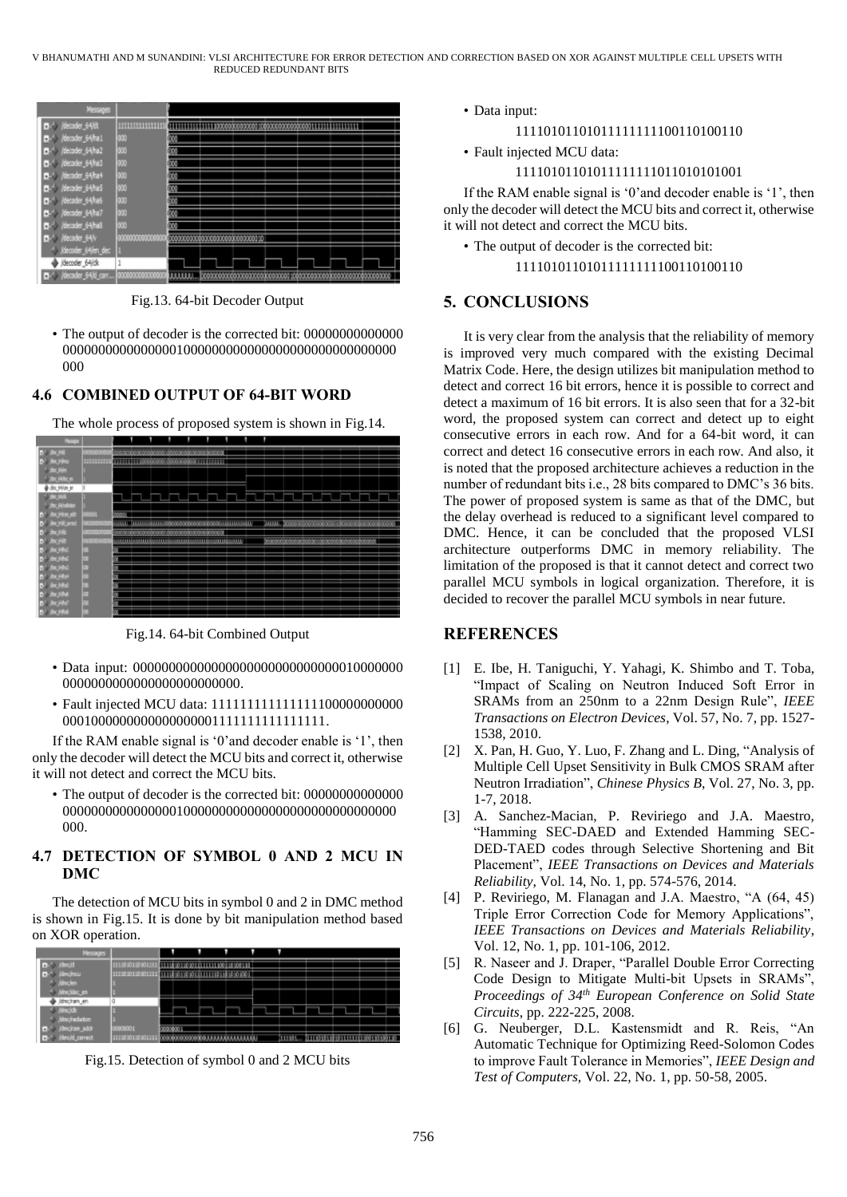Fig.13. 64-bit Decoder Output

- The output of decoder is the corrected bit: 00000000000000 00000000000000001000000000000000000000000000000 000

### 4.6 COMBINED OUTPUT OF 64-BIT WORD

The whole process of proposed system is shown in Fig.14.

Fig.14. 64-bit Combined Output

- Data input: 0000000000000000000000000000000010000000 000000000000000000000000.
- Fault injected MCU data: 1111111111111111100000000000 0001000000000000000001111111111111111.

If the RAM enable signal is '0'and decoder enable is '1', then only the decoder will detect the MCU bits and correct it, otherwise it will not detect and correct the MCU bits.

- The output of decoder is the corrected bit: 00000000000000 00000000000000001000000000000000000000000000000 000.

### 4.7 DETECTION OF SYMBOL 0 AND 2 MCU IN DMC

The detection of MCU bits in symbol 0 and 2 in DMC method is shown in Fig.15. It is done by bit manipulation method based on XOR operation.

Fig.15. Detection of symbol 0 and 2 MCU bits

- Data input:

  11110101101011111111100110100110
- Fault injected MCU data:

  11110101101011111111011010101001

If the RAM enable signal is '0'and decoder enable is '1', then only the decoder will detect the MCU bits and correct it, otherwise it will not detect and correct the MCU bits.

- The output of decoder is the corrected bit:

  11110101101011111111100110100110

## 5. CONCLUSIONS

It is very clear from the analysis that the reliability of memory is improved very much compared with the existing Decimal Matrix Code. Here, the design utilizes bit manipulation method to detect and correct 16 bit errors, hence it is possible to correct and detect a maximum of 16 bit errors. It is also seen that for a 32-bit word, the proposed system can correct and detect up to eight consecutive errors in each row. And for a 64-bit word, it can correct and detect 16 consecutive errors in each row. And also, it is noted that the proposed architecture achieves a reduction in the number of redundant bits i.e., 28 bits compared to DMC's 36 bits. The power of proposed system is same as that of the DMC, but the delay overhead is reduced to a significant level compared to DMC. Hence, it can be concluded that the proposed VLSI architecture outperforms DMC in memory reliability. The limitation of the proposed is that it cannot detect and correct two parallel MCU symbols in logical organization. Therefore, it is decided to recover the parallel MCU symbols in near future.

## REFERENCES

[1] E. Ibe, H. Taniguchi, Y. Yahagi, K. Shimbo and T. Toba, "Impact of Scaling on Neutron Induced Soft Error in SRAMs from an 250nm to a 22nm Design Rule", *IEEE Transactions on Electron Devices*, Vol. 57, No. 7, pp. 1527-1538, 2010.

[2] X. Pan, H. Guo, Y. Luo, F. Zhang and L. Ding, "Analysis of Multiple Cell Upset Sensitivity in Bulk CMOS SRAM after Neutron Irradiation", *Chinese Physics B*, Vol. 27, No. 3, pp. 1-7, 2018.

[3] A. Sanchez-Macian, P. Reviriego and J.A. Maestro, "Hamming SEC-DAED and Extended Hamming SEC-DED-TAED codes through Selective Shortening and Bit Placement", *IEEE Transactions on Devices and Materials Reliability*, Vol. 14, No. 1, pp. 574-576, 2014.

[4] P. Reviriego, M. Flanagan and J.A. Maestro, "A (64, 45) Triple Error Correction Code for Memory Applications", *IEEE Transactions on Devices and Materials Reliability*, Vol. 12, No. 1, pp. 101-106, 2012.

[5] R. Naseer and J. Draper, "Parallel Double Error Correcting Code Design to Mitigate Multi-bit Upsets in SRAMs", *Proceedings of 34th European Conference on Solid State Circuits*, pp. 222-225, 2008.

[6] G. Neuberger, D.L. Kastensmidt and R. Reis, "An Automatic Technique for Optimizing Reed-Solomon Codes to improve Fault Tolerance in Memories", *IEEE Design and Test of Computers*, Vol. 22, No. 1, pp. 50-58, 2005.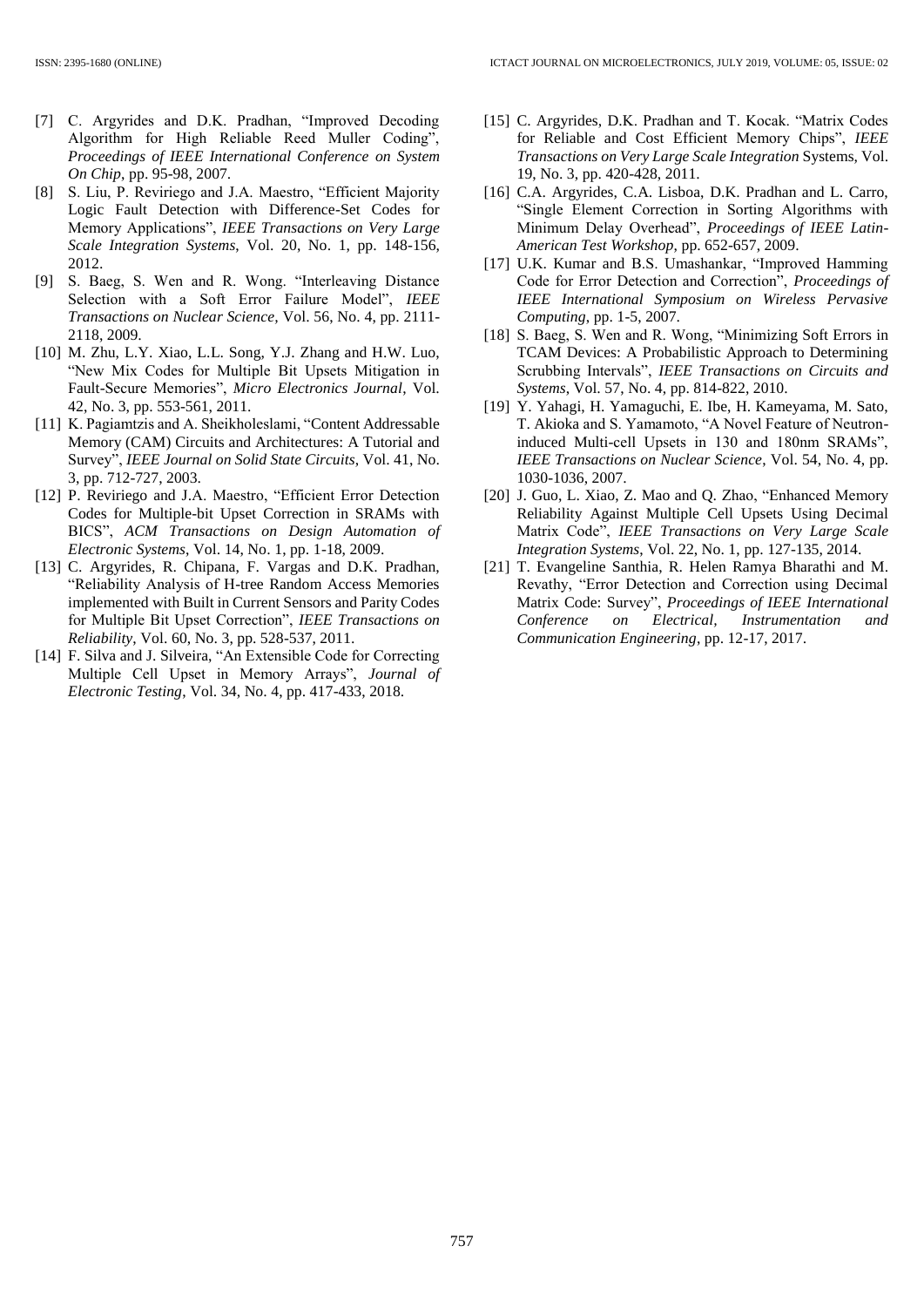[7] C. Argyrides and D.K. Pradhan, "Improved Decoding Algorithm for High Reliable Reed Muller Coding", *Proceedings of IEEE International Conference on System On Chip*, pp. 95-98, 2007.

[8] S. Liu, P. Reviriego and J.A. Maestro, "Efficient Majority Logic Fault Detection with Difference-Set Codes for Memory Applications", *IEEE Transactions on Very Large Scale Integration Systems*, Vol. 20, No. 1, pp. 148-156, 2012.

[9] S. Baeg, S. Wen and R. Wong. "Interleaving Distance Selection with a Soft Error Failure Model", *IEEE Transactions on Nuclear Science*, Vol. 56, No. 4, pp. 2111-2118, 2009.

[10] M. Zhu, L.Y. Xiao, L.L. Song, Y.J. Zhang and H.W. Luo, "New Mix Codes for Multiple Bit Upsets Mitigation in Fault-Secure Memories", *Micro Electronics Journal*, Vol. 42, No. 3, pp. 553-561, 2011.

[11] K. Pagiamtzis and A. Sheikholeslami, "Content Addressable Memory (CAM) Circuits and Architectures: A Tutorial and Survey", *IEEE Journal on Solid State Circuits*, Vol. 41, No. 3, pp. 712-727, 2003.

[12] P. Reviriego and J.A. Maestro, "Efficient Error Detection Codes for Multiple-bit Upset Correction in SRAMs with BICS", *ACM Transactions on Design Automation of Electronic Systems*, Vol. 14, No. 1, pp. 1-18, 2009.

[13] C. Argyrides, R. Chipana, F. Vargas and D.K. Pradhan, "Reliability Analysis of H-tree Random Access Memories implemented with Built in Current Sensors and Parity Codes for Multiple Bit Upset Correction", *IEEE Transactions on Reliability*, Vol. 60, No. 3, pp. 528-537, 2011.

[14] F. Silva and J. Silveira, "An Extensible Code for Correcting Multiple Cell Upset in Memory Arrays", *Journal of Electronic Testing*, Vol. 34, No. 4, pp. 417-433, 2018.

[15] C. Argyrides, D.K. Pradhan and T. Kocak. "Matrix Codes for Reliable and Cost Efficient Memory Chips", *IEEE Transactions on Very Large Scale Integration* Systems, Vol. 19, No. 3, pp. 420-428, 2011.

[16] C.A. Argyrides, C.A. Lisboa, D.K. Pradhan and L. Carro, "Single Element Correction in Sorting Algorithms with Minimum Delay Overhead", *Proceedings of IEEE Latin-American Test Workshop*, pp. 652-657, 2009.

[17] U.K. Kumar and B.S. Umashankar, "Improved Hamming Code for Error Detection and Correction", *Proceedings of IEEE International Symposium on Wireless Pervasive Computing*, pp. 1-5, 2007.

[18] S. Baeg, S. Wen and R. Wong, "Minimizing Soft Errors in TCAM Devices: A Probabilistic Approach to Determining Scrubbing Intervals", *IEEE Transactions on Circuits and Systems*, Vol. 57, No. 4, pp. 814-822, 2010.

[19] Y. Yahagi, H. Yamaguchi, E. Ibe, H. Kameyama, M. Sato, T. Akioka and S. Yamamoto, "A Novel Feature of Neutron-induced Multi-cell Upsets in 130 and 180nm SRAMs", *IEEE Transactions on Nuclear Science*, Vol. 54, No. 4, pp. 1030-1036, 2007.

[20] J. Guo, L. Xiao, Z. Mao and Q. Zhao, "Enhanced Memory Reliability Against Multiple Cell Upsets Using Decimal Matrix Code", *IEEE Transactions on Very Large Scale Integration Systems*, Vol. 22, No. 1, pp. 127-135, 2014.

[21] T. Evangeline Santhia, R. Helen Ramya Bharathi and M. Revathy, "Error Detection and Correction using Decimal Matrix Code: Survey", *Proceedings of IEEE International Conference on Electrical, Instrumentation and Communication Engineering*, pp. 12-17, 2017.